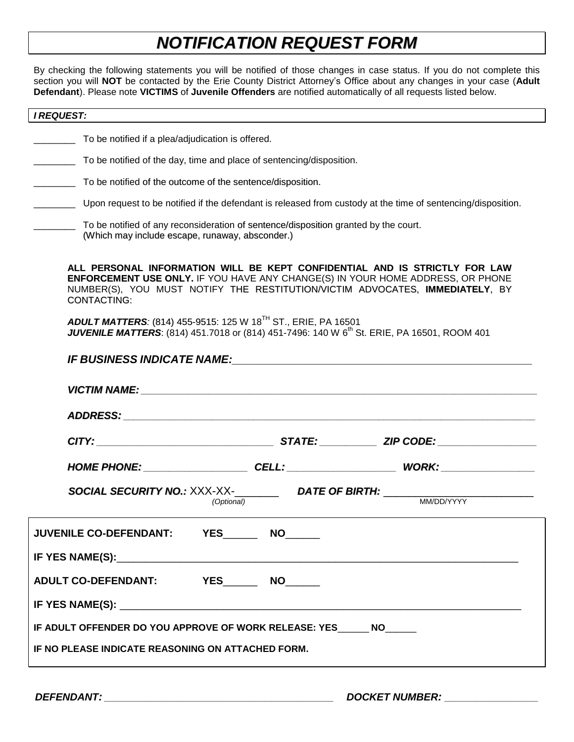# ***NOTIFICATION REQUEST FORM***

By checking the following statements you will be notified of those changes in case status. If you do not complete this section you will **NOT** be contacted by the Erie County District Attorney's Office about any changes in your case (**Adult Defendant**). Please note **VICTIMS** of **Juvenile Offenders** are notified automatically of all requests listed below.

***I REQUEST:***

________ To be notified if a plea/adjudication is offered.

________ To be notified of the day, time and place of sentencing/disposition.

________ To be notified of the outcome of the sentence/disposition.

________ Upon request to be notified if the defendant is released from custody at the time of sentencing/disposition.

________ To be notified of any reconsideration of sentence/disposition granted by the court. (Which may include escape, runaway, absconder.)

**ALL PERSONAL INFORMATION WILL BE KEPT CONFIDENTIAL AND IS STRICTLY FOR LAW ENFORCEMENT USE ONLY.** IF YOU HAVE ANY CHANGE(S) IN YOUR HOME ADDRESS, OR PHONE NUMBER(S), YOU MUST NOTIFY THE RESTITUTION/VICTIM ADVOCATES, **IMMEDIATELY**, BY CONTACTING:

***ADULT MATTERS:*** (814) 455-9515: 125 W 18TH ST., ERIE, PA 16501
***JUVENILE MATTERS***: (814) 451.7018 or (814) 451-7496: 140 W 6th St. ERIE, PA 16501, ROOM 401

***IF BUSINESS INDICATE NAME:***______________________________________________

***VICTIM NAME:*** ______________________________________________

***ADDRESS:*** ______________________________________________

***CITY:*** ______________________ ***STATE:*** __________ ***ZIP CODE:*** ______________

***HOME PHONE:*** ______________ ***CELL:*** ______________ ***WORK:*** ______________

***SOCIAL SECURITY NO.:*** XXX-XX-_______ (Optional) ***DATE OF BIRTH:*** ______________ MM/DD/YYYY

**JUVENILE CO-DEFENDANT: YES______ NO______**

**IF YES NAME(S):**______________________________________________

**ADULT CO-DEFENDANT: YES______ NO______**

**IF YES NAME(S):** ______________________________________________

**IF ADULT OFFENDER DO YOU APPROVE OF WORK RELEASE: YES______ NO______**

**IF NO PLEASE INDICATE REASONING ON ATTACHED FORM.**

***DEFENDANT:*** ______________________________ ***DOCKET NUMBER:*** ______________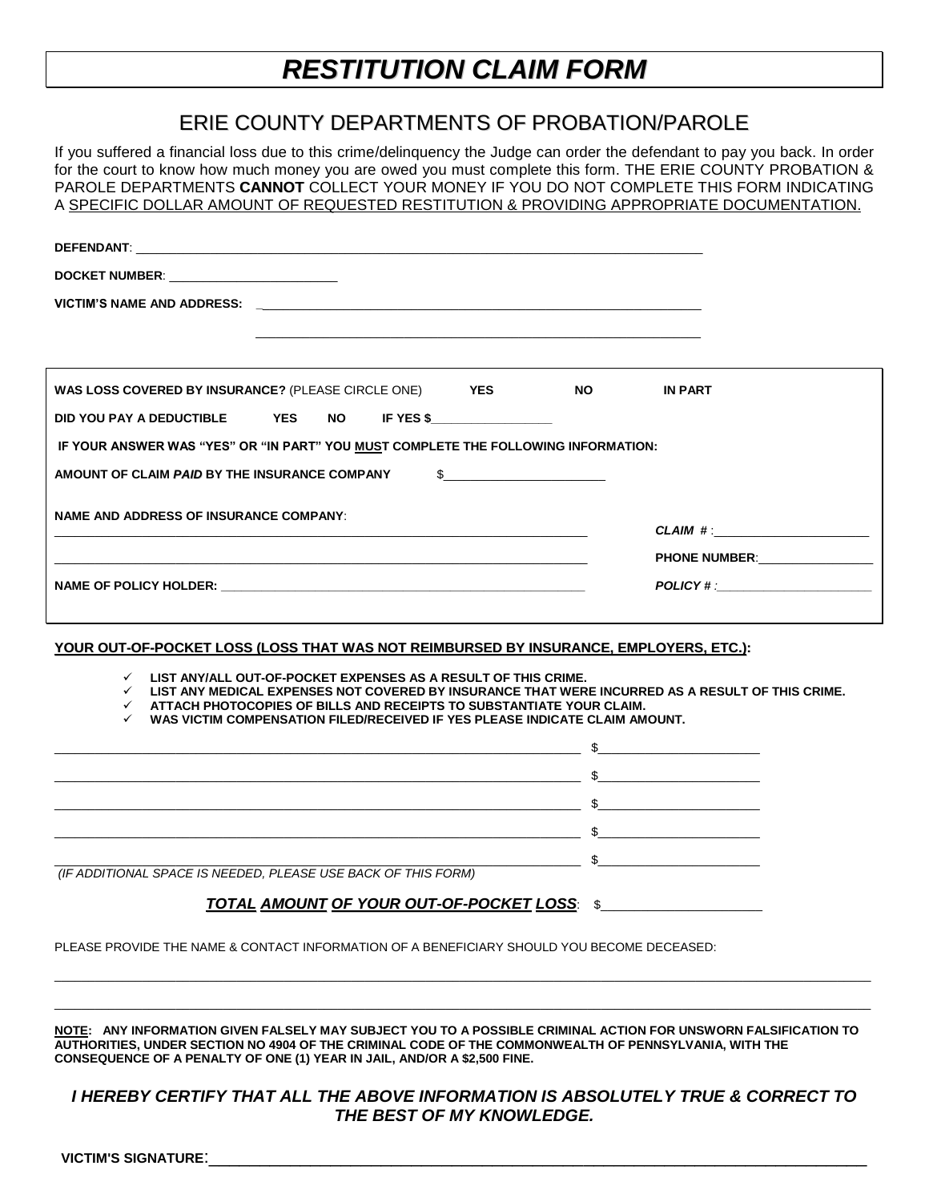# ***RESTITUTION CLAIM FORM***

## ERIE COUNTY DEPARTMENTS OF PROBATION/PAROLE

If you suffered a financial loss due to this crime/delinquency the Judge can order the defendant to pay you back. In order for the court to know how much money you are owed you must complete this form. THE ERIE COUNTY PROBATION & PAROLE DEPARTMENTS **CANNOT** COLLECT YOUR MONEY IF YOU DO NOT COMPLETE THIS FORM INDICATING A SPECIFIC DOLLAR AMOUNT OF REQUESTED RESTITUTION & PROVIDING APPROPRIATE DOCUMENTATION.

**DEFENDANT**: ____________________________________________

**DOCKET NUMBER**: ________________________

**VICTIM'S NAME AND ADDRESS:** ____________________________________________

____________________________________________

**WAS LOSS COVERED BY INSURANCE?** (PLEASE CIRCLE ONE) **YES** **NO** **IN PART**

**DID YOU PAY A DEDUCTIBLE** **YES** **NO** **IF YES $**__________________

**IF YOUR ANSWER WAS "YES" OR "IN PART" YOU MUST COMPLETE THE FOLLOWING INFORMATION:**

**AMOUNT OF CLAIM *PAID* BY THE INSURANCE COMPANY** $________________________

**NAME AND ADDRESS OF INSURANCE COMPANY**:

____________________________________________ ***CLAIM #***:________________________

____________________________________________ **PHONE NUMBER**:________________

**NAME OF POLICY HOLDER:** ____________________________________________ ***POLICY #*** :________________________

**YOUR OUT-OF-POCKET LOSS (LOSS THAT WAS NOT REIMBURSED BY INSURANCE, EMPLOYERS, ETC.):**

- ✓ **LIST ANY/ALL OUT-OF-POCKET EXPENSES AS A RESULT OF THIS CRIME.**
- ✓ **LIST ANY MEDICAL EXPENSES NOT COVERED BY INSURANCE THAT WERE INCURRED AS A RESULT OF THIS CRIME.**
- ✓ **ATTACH PHOTOCOPIES OF BILLS AND RECEIPTS TO SUBSTANTIATE YOUR CLAIM.**
- ✓ **WAS VICTIM COMPENSATION FILED/RECEIVED IF YES PLEASE INDICATE CLAIM AMOUNT.**

____________________________________________ $________________________

____________________________________________ $________________________

____________________________________________ $________________________

____________________________________________ $________________________

____________________________________________ $________________________

*(IF ADDITIONAL SPACE IS NEEDED, PLEASE USE BACK OF THIS FORM)*

***TOTAL AMOUNT OF YOUR OUT-OF-POCKET LOSS***: $______________________

PLEASE PROVIDE THE NAME & CONTACT INFORMATION OF A BENEFICIARY SHOULD YOU BECOME DECEASED:

________________________________________________________________________________________

________________________________________________________________________________________

**NOTE: ANY INFORMATION GIVEN FALSELY MAY SUBJECT YOU TO A POSSIBLE CRIMINAL ACTION FOR UNSWORN FALSIFICATION TO AUTHORITIES, UNDER SECTION NO 4904 OF THE CRIMINAL CODE OF THE COMMONWEALTH OF PENNSYLVANIA, WITH THE CONSEQUENCE OF A PENALTY OF ONE (1) YEAR IN JAIL, AND/OR A $2,500 FINE.**

***I HEREBY CERTIFY THAT ALL THE ABOVE INFORMATION IS ABSOLUTELY TRUE & CORRECT TO THE BEST OF MY KNOWLEDGE.***

**VICTIM'S SIGNATURE**:____________________________________________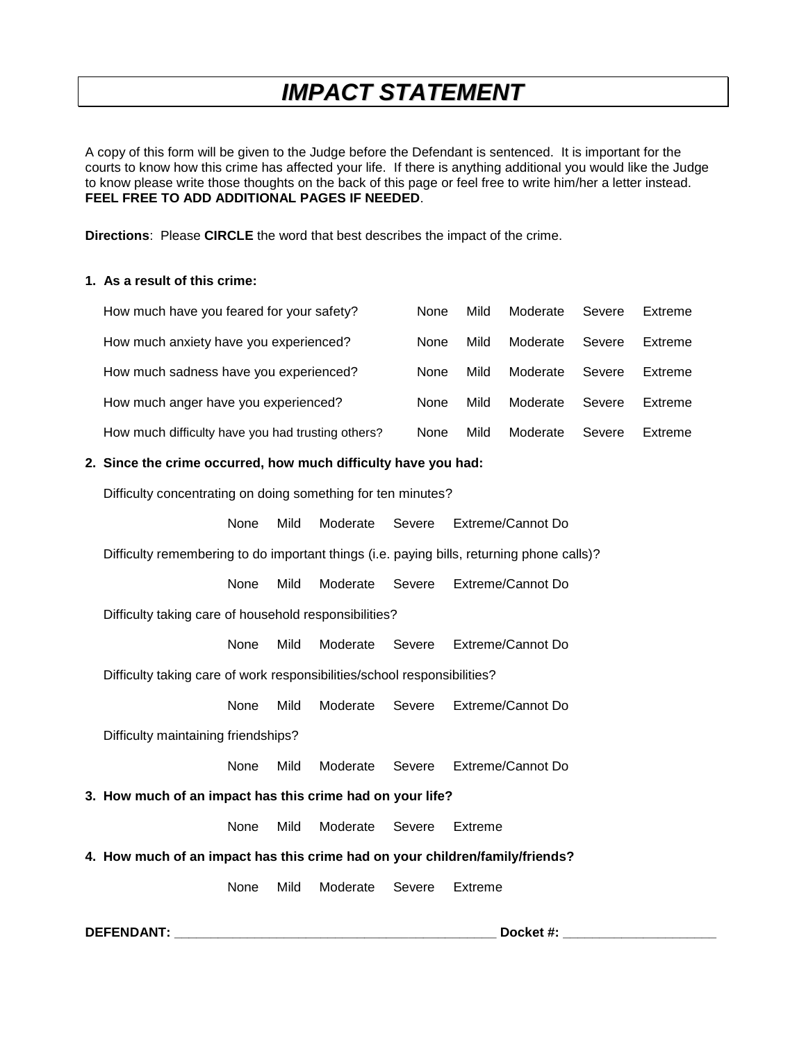# *IMPACT STATEMENT*

A copy of this form will be given to the Judge before the Defendant is sentenced. It is important for the courts to know how this crime has affected your life. If there is anything additional you would like the Judge to know please write those thoughts on the back of this page or feel free to write him/her a letter instead. **FEEL FREE TO ADD ADDITIONAL PAGES IF NEEDED**.

**Directions**: Please **CIRCLE** the word that best describes the impact of the crime.

**1. As a result of this crime:**

| | | | | | |
|---|---|---|---|---|---|
| How much have you feared for your safety? | None | Mild | Moderate | Severe | Extreme |
| How much anxiety have you experienced? | None | Mild | Moderate | Severe | Extreme |
| How much sadness have you experienced? | None | Mild | Moderate | Severe | Extreme |
| How much anger have you experienced? | None | Mild | Moderate | Severe | Extreme |
| How much difficulty have you had trusting others? | None | Mild | Moderate | Severe | Extreme |

**2. Since the crime occurred, how much difficulty have you had:**

Difficulty concentrating on doing something for ten minutes?

None Mild Moderate Severe Extreme/Cannot Do

Difficulty remembering to do important things (i.e. paying bills, returning phone calls)?

None Mild Moderate Severe Extreme/Cannot Do

Difficulty taking care of household responsibilities?

None Mild Moderate Severe Extreme/Cannot Do

Difficulty taking care of work responsibilities/school responsibilities?

None Mild Moderate Severe Extreme/Cannot Do

Difficulty maintaining friendships?

None Mild Moderate Severe Extreme/Cannot Do

**3. How much of an impact has this crime had on your life?**

None Mild Moderate Severe Extreme

**4. How much of an impact has this crime had on your children/family/friends?**

None Mild Moderate Severe Extreme

**DEFENDANT:** _____________________________________________ **Docket #:** _____________________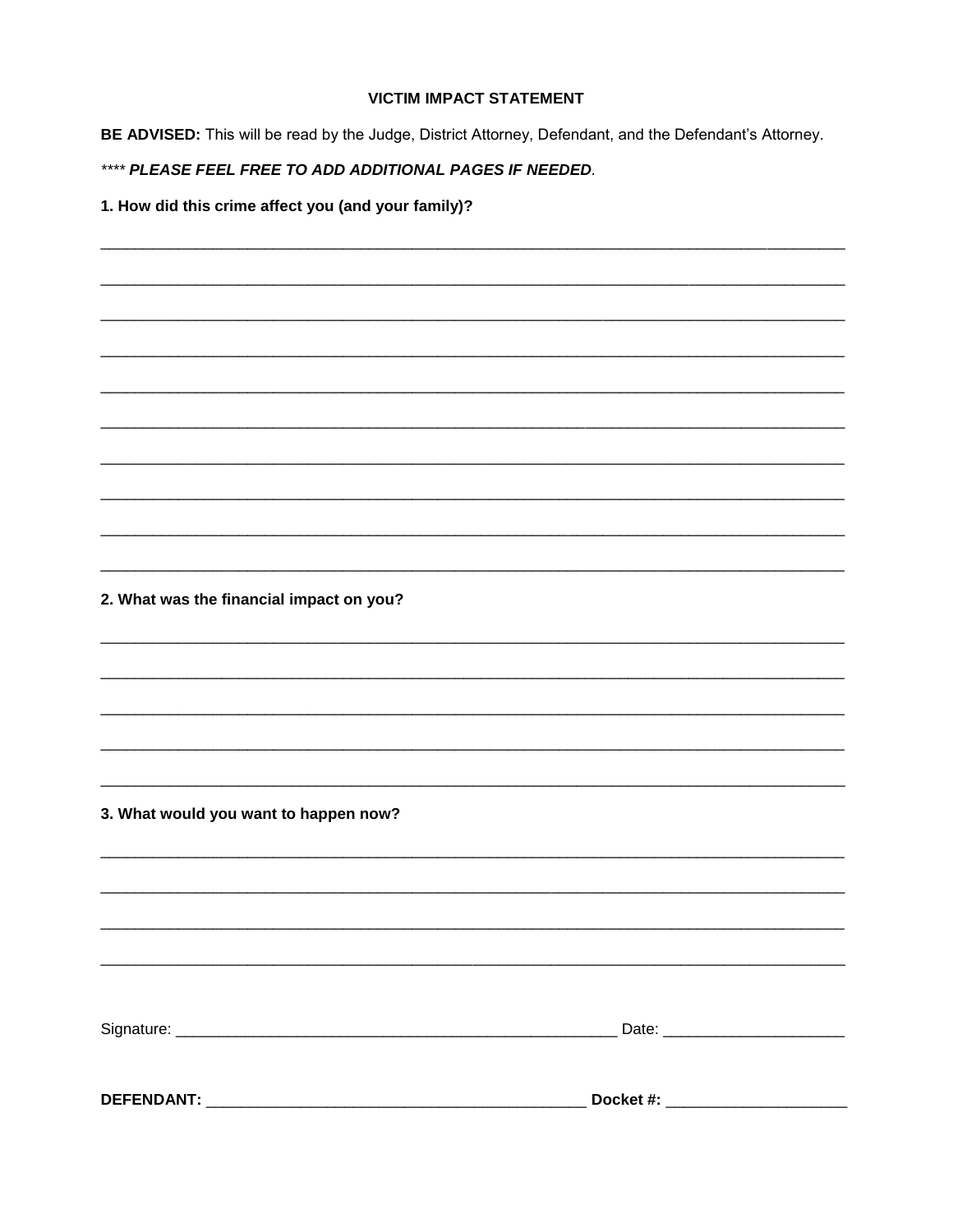# VICTIM IMPACT STATEMENT

**BE ADVISED:** This will be read by the Judge, District Attorney, Defendant, and the Defendant's Attorney.

**** ***PLEASE FEEL FREE TO ADD ADDITIONAL PAGES IF NEEDED***.

**1. How did this crime affect you (and your family)?**

______________________________________________________________________________

______________________________________________________________________________

______________________________________________________________________________

______________________________________________________________________________

______________________________________________________________________________

______________________________________________________________________________

______________________________________________________________________________

______________________________________________________________________________

______________________________________________________________________________

______________________________________________________________________________

**2. What was the financial impact on you?**

______________________________________________________________________________

______________________________________________________________________________

______________________________________________________________________________

______________________________________________________________________________

______________________________________________________________________________

**3. What would you want to happen now?**

______________________________________________________________________________

______________________________________________________________________________

______________________________________________________________________________

______________________________________________________________________________

Signature: ______________________________________________ Date: ___________________

**DEFENDANT:** ________________________________________ **Docket #:** ___________________